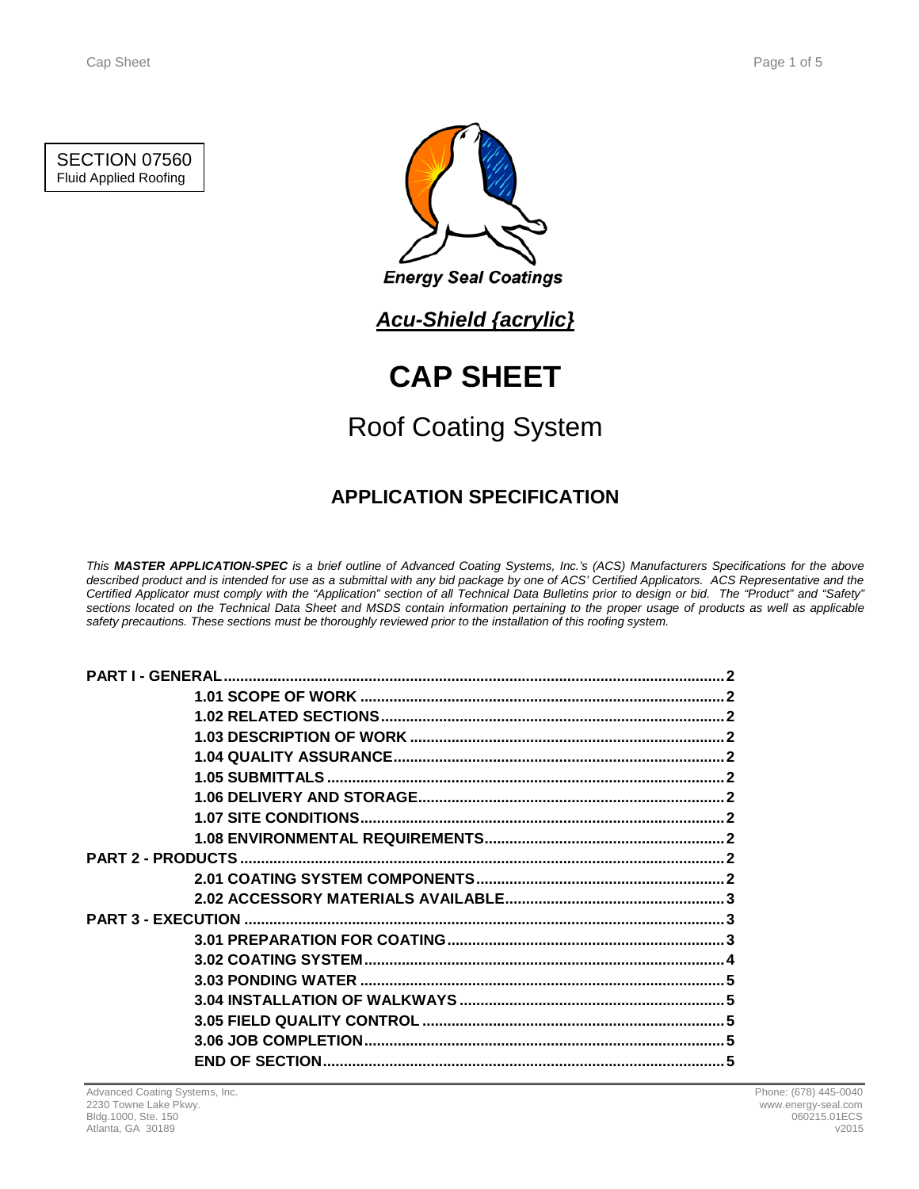SECTION 07560
Fluid Applied Roofing

Energy Seal Coatings

***Acu-Shield {acrylic}***

# CAP SHEET

## Roof Coating System

### APPLICATION SPECIFICATION

*This **MASTER APPLICATION-SPEC** is a brief outline of Advanced Coating Systems, Inc.'s (ACS) Manufacturers Specifications for the above described product and is intended for use as a submittal with any bid package by one of ACS' Certified Applicators. ACS Representative and the Certified Applicator must comply with the "Application" section of all Technical Data Bulletins prior to design or bid. The "Product" and "Safety" sections located on the Technical Data Sheet and MSDS contain information pertaining to the proper usage of products as well as applicable safety precautions. These sections must be thoroughly reviewed prior to the installation of this roofing system.*

**PART I - GENERAL** .......... 2
- **1.01 SCOPE OF WORK** .......... 2
- **1.02 RELATED SECTIONS** .......... 2
- **1.03 DESCRIPTION OF WORK** .......... 2
- **1.04 QUALITY ASSURANCE** .......... 2
- **1.05 SUBMITTALS** .......... 2
- **1.06 DELIVERY AND STORAGE** .......... 2
- **1.07 SITE CONDITIONS** .......... 2
- **1.08 ENVIRONMENTAL REQUIREMENTS** .......... 2

**PART 2 - PRODUCTS** .......... 2
- **2.01 COATING SYSTEM COMPONENTS** .......... 2
- **2.02 ACCESSORY MATERIALS AVAILABLE** .......... 3

**PART 3 - EXECUTION** .......... 3
- **3.01 PREPARATION FOR COATING** .......... 3
- **3.02 COATING SYSTEM** .......... 4
- **3.03 PONDING WATER** .......... 5
- **3.04 INSTALLATION OF WALKWAYS** .......... 5
- **3.05 FIELD QUALITY CONTROL** .......... 5
- **3.06 JOB COMPLETION** .......... 5
- **END OF SECTION** .......... 5

Advanced Coating Systems, Inc.
2230 Towne Lake Pkwy.
Bldg.1000, Ste. 150
Atlanta, GA 30189

Phone: (678) 445-0040
www.energy-seal.com
060215.01ECS
v2015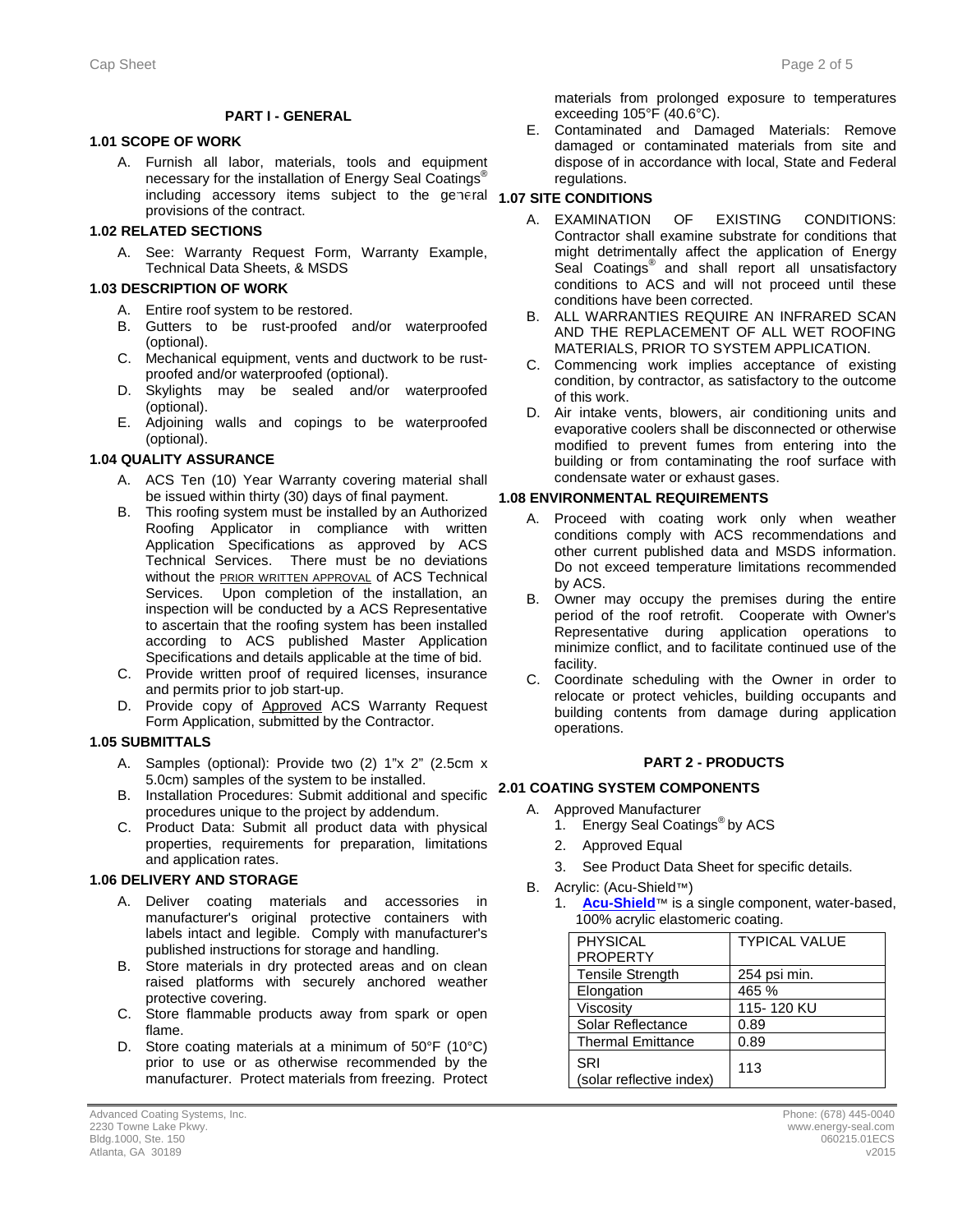**PART I - GENERAL**

**1.01 SCOPE OF WORK**

A. Furnish all labor, materials, tools and equipment necessary for the installation of Energy Seal Coatings® including accessory items subject to the general provisions of the contract.

**1.02 RELATED SECTIONS**

A. See: Warranty Request Form, Warranty Example, Technical Data Sheets, & MSDS

**1.03 DESCRIPTION OF WORK**

A. Entire roof system to be restored.
B. Gutters to be rust-proofed and/or waterproofed (optional).
C. Mechanical equipment, vents and ductwork to be rust-proofed and/or waterproofed (optional).
D. Skylights may be sealed and/or waterproofed (optional).
E. Adjoining walls and copings to be waterproofed (optional).

**1.04 QUALITY ASSURANCE**

A. ACS Ten (10) Year Warranty covering material shall be issued within thirty (30) days of final payment.
B. This roofing system must be installed by an Authorized Roofing Applicator in compliance with written Application Specifications as approved by ACS Technical Services. There must be no deviations without the PRIOR WRITTEN APPROVAL of ACS Technical Services. Upon completion of the installation, an inspection will be conducted by a ACS Representative to ascertain that the roofing system has been installed according to ACS published Master Application Specifications and details applicable at the time of bid.
C. Provide written proof of required licenses, insurance and permits prior to job start-up.
D. Provide copy of Approved ACS Warranty Request Form Application, submitted by the Contractor.

**1.05 SUBMITTALS**

A. Samples (optional): Provide two (2) 1"x 2" (2.5cm x 5.0cm) samples of the system to be installed.
B. Installation Procedures: Submit additional and specific procedures unique to the project by addendum.
C. Product Data: Submit all product data with physical properties, requirements for preparation, limitations and application rates.

**1.06 DELIVERY AND STORAGE**

A. Deliver coating materials and accessories in manufacturer's original protective containers with labels intact and legible. Comply with manufacturer's published instructions for storage and handling.
B. Store materials in dry protected areas and on clean raised platforms with securely anchored weather protective covering.
C. Store flammable products away from spark or open flame.
D. Store coating materials at a minimum of 50°F (10°C) prior to use or as otherwise recommended by the manufacturer. Protect materials from freezing. Protect materials from prolonged exposure to temperatures exceeding 105°F (40.6°C).
E. Contaminated and Damaged Materials: Remove damaged or contaminated materials from site and dispose of in accordance with local, State and Federal regulations.

**1.07 SITE CONDITIONS**

A. EXAMINATION OF EXISTING CONDITIONS: Contractor shall examine substrate for conditions that might detrimentally affect the application of Energy Seal Coatings® and shall report all unsatisfactory conditions to ACS and will not proceed until these conditions have been corrected.
B. ALL WARRANTIES REQUIRE AN INFRARED SCAN AND THE REPLACEMENT OF ALL WET ROOFING MATERIALS, PRIOR TO SYSTEM APPLICATION.
C. Commencing work implies acceptance of existing condition, by contractor, as satisfactory to the outcome of this work.
D. Air intake vents, blowers, air conditioning units and evaporative coolers shall be disconnected or otherwise modified to prevent fumes from entering into the building or from contaminating the roof surface with condensate water or exhaust gases.

**1.08 ENVIRONMENTAL REQUIREMENTS**

A. Proceed with coating work only when weather conditions comply with ACS recommendations and other current published data and MSDS information. Do not exceed temperature limitations recommended by ACS.
B. Owner may occupy the premises during the entire period of the roof retrofit. Cooperate with Owner's Representative during application operations to minimize conflict, and to facilitate continued use of the facility.
C. Coordinate scheduling with the Owner in order to relocate or protect vehicles, building occupants and building contents from damage during application operations.

**PART 2 - PRODUCTS**

**2.01 COATING SYSTEM COMPONENTS**

A. Approved Manufacturer
   1. Energy Seal Coatings® by ACS
   2. Approved Equal
   3. See Product Data Sheet for specific details.
B. Acrylic: (Acu-Shield™)
   1. **Acu-Shield**™ is a single component, water-based, 100% acrylic elastomeric coating.

| PHYSICAL PROPERTY | TYPICAL VALUE |
|---|---|
| Tensile Strength | 254 psi min. |
| Elongation | 465 % |
| Viscosity | 115- 120 KU |
| Solar Reflectance | 0.89 |
| Thermal Emittance | 0.89 |
| SRI (solar reflective index) | 113 |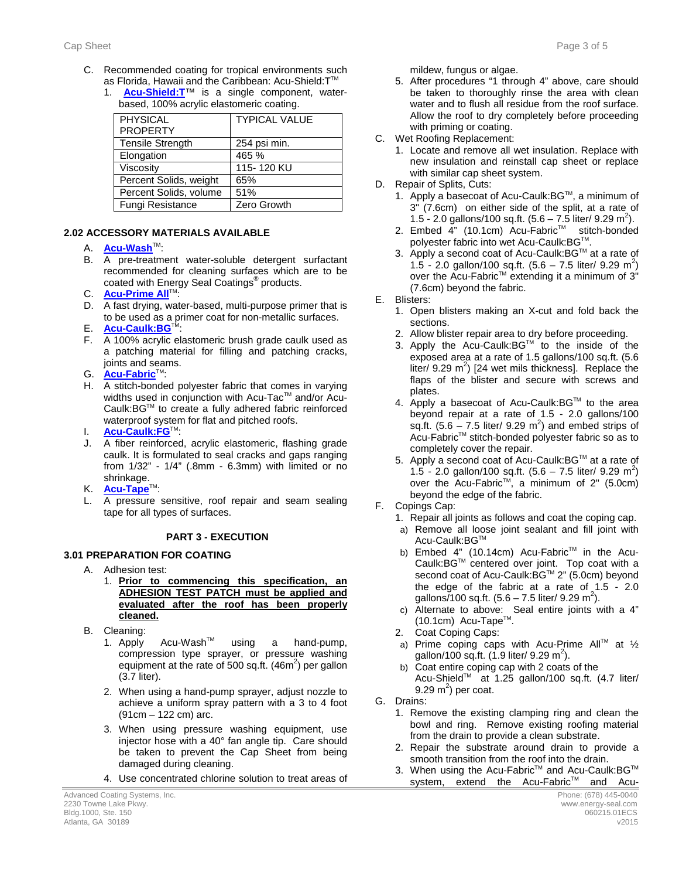C. Recommended coating for tropical environments such as Florida, Hawaii and the Caribbean: Acu-Shield:T™

1. **Acu-Shield:T**™ is a single component, water-based, 100% acrylic elastomeric coating.

| PHYSICAL PROPERTY | TYPICAL VALUE |
|---|---|
| Tensile Strength | 254 psi min. |
| Elongation | 465 % |
| Viscosity | 115- 120 KU |
| Percent Solids, weight | 65% |
| Percent Solids, volume | 51% |
| Fungi Resistance | Zero Growth |

### 2.02 ACCESSORY MATERIALS AVAILABLE

A. **Acu-Wash**™:

B. A pre-treatment water-soluble detergent surfactant recommended for cleaning surfaces which are to be coated with Energy Seal Coatings® products.

C. **Acu-Prime All**™:

D. A fast drying, water-based, multi-purpose primer that is to be used as a primer coat for non-metallic surfaces.

E. **Acu-Caulk:BG**™:

F. A 100% acrylic elastomeric brush grade caulk used as a patching material for filling and patching cracks, joints and seams.

G. **Acu-Fabric**™:

H. A stitch-bonded polyester fabric that comes in varying widths used in conjunction with Acu-Tac™ and/or Acu-Caulk:BG™ to create a fully adhered fabric reinforced waterproof system for flat and pitched roofs.

I. **Acu-Caulk:FG**™:

J. A fiber reinforced, acrylic elastomeric, flashing grade caulk. It is formulated to seal cracks and gaps ranging from 1/32" - 1/4" (.8mm - 6.3mm) with limited or no shrinkage.

K. **Acu-Tape**™:

L. A pressure sensitive, roof repair and seam sealing tape for all types of surfaces.

## PART 3 - EXECUTION

### 3.01 PREPARATION FOR COATING

A. Adhesion test:

1. **Prior to commencing this specification, an ADHESION TEST PATCH must be applied and evaluated after the roof has been properly cleaned.**

B. Cleaning:

1. Apply Acu-Wash™ using a hand-pump, compression type sprayer, or pressure washing equipment at the rate of 500 sq.ft. (46m$^2$) per gallon (3.7 liter).

2. When using a hand-pump sprayer, adjust nozzle to achieve a uniform spray pattern with a 3 to 4 foot (91cm – 122 cm) arc.

3. When using pressure washing equipment, use injector hose with a 40° fan angle tip. Care should be taken to prevent the Cap Sheet from being damaged during cleaning.

4. Use concentrated chlorine solution to treat areas of mildew, fungus or algae.

5. After procedures "1 through 4" above, care should be taken to thoroughly rinse the area with clean water and to flush all residue from the roof surface. Allow the roof to dry completely before proceeding with priming or coating.

C. Wet Roofing Replacement:

1. Locate and remove all wet insulation. Replace with new insulation and reinstall cap sheet or replace with similar cap sheet system.

D. Repair of Splits, Cuts:

1. Apply a basecoat of Acu-Caulk:BG™, a minimum of 3" (7.6cm) on either side of the split, at a rate of 1.5 - 2.0 gallons/100 sq.ft. (5.6 – 7.5 liter/ 9.29 m$^2$).

2. Embed 4" (10.1cm) Acu-Fabric™ stitch-bonded polyester fabric into wet Acu-Caulk:BG™.

3. Apply a second coat of Acu-Caulk:BG™ at a rate of 1.5 - 2.0 gallon/100 sq.ft. (5.6 – 7.5 liter/ 9.29 m$^2$) over the Acu-Fabric™ extending it a minimum of 3" (7.6cm) beyond the fabric.

E. Blisters:

1. Open blisters making an X-cut and fold back the sections.

2. Allow blister repair area to dry before proceeding.

3. Apply the Acu-Caulk:BG™ to the inside of the exposed area at a rate of 1.5 gallons/100 sq.ft. (5.6 liter/ 9.29 m$^2$) [24 wet mils thickness]. Replace the flaps of the blister and secure with screws and plates.

4. Apply a basecoat of Acu-Caulk:BG™ to the area beyond repair at a rate of 1.5 - 2.0 gallons/100 sq.ft. (5.6 – 7.5 liter/ 9.29 m$^2$) and embed strips of Acu-Fabric™ stitch-bonded polyester fabric so as to completely cover the repair.

5. Apply a second coat of Acu-Caulk:BG™ at a rate of 1.5 - 2.0 gallon/100 sq.ft. (5.6 – 7.5 liter/ 9.29 m$^2$) over the Acu-Fabric™, a minimum of 2" (5.0cm) beyond the edge of the fabric.

F. Copings Cap:

1. Repair all joints as follows and coat the coping cap.
   a) Remove all loose joint sealant and fill joint with Acu-Caulk:BG™
   b) Embed 4" (10.14cm) Acu-Fabric™ in the Acu-Caulk:BG™ centered over joint. Top coat with a second coat of Acu-Caulk:BG™ 2" (5.0cm) beyond the edge of the fabric at a rate of 1.5 - 2.0 gallons/100 sq.ft. (5.6 – 7.5 liter/ 9.29 m$^2$).
   c) Alternate to above: Seal entire joints with a 4" (10.1cm) Acu-Tape™.

2. Coat Coping Caps:
   a) Prime coping caps with Acu-Prime All™ at ½ gallon/100 sq.ft. (1.9 liter/ 9.29 m$^2$).
   b) Coat entire coping cap with 2 coats of the Acu-Shield™ at 1.25 gallon/100 sq.ft. (4.7 liter/ 9.29 m$^2$) per coat.

G. Drains:

1. Remove the existing clamping ring and clean the bowl and ring. Remove existing roofing material from the drain to provide a clean substrate.

2. Repair the substrate around drain to provide a smooth transition from the roof into the drain.

3. When using the Acu-Fabric™ and Acu-Caulk:BG™ system, extend the Acu-Fabric™ and Acu-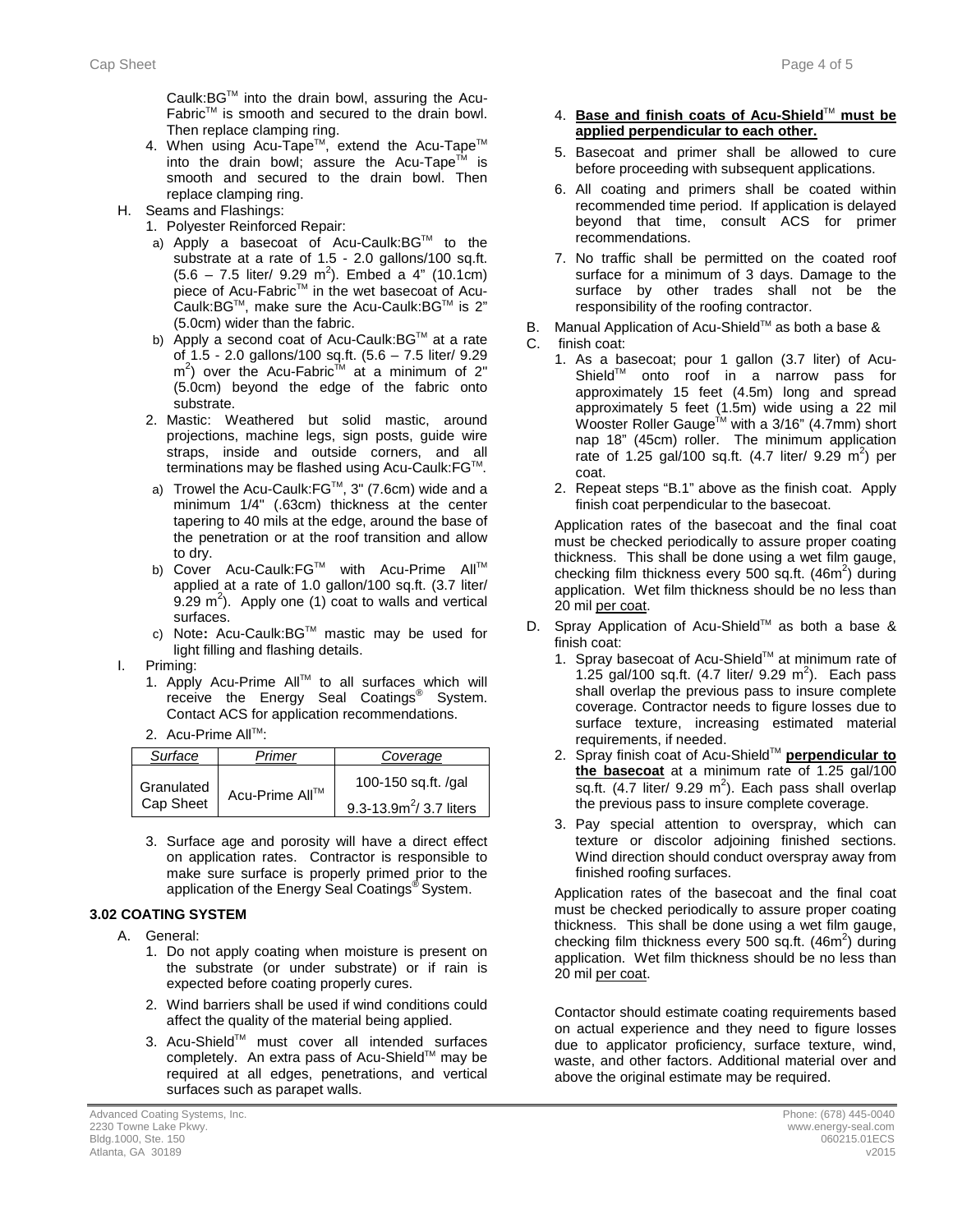Caulk:BG™ into the drain bowl, assuring the Acu-Fabric™ is smooth and secured to the drain bowl. Then replace clamping ring.

4. When using Acu-Tape™, extend the Acu-Tape™ into the drain bowl; assure the Acu-Tape™ is smooth and secured to the drain bowl. Then replace clamping ring.

H. Seams and Flashings:
   1. Polyester Reinforced Repair:
      a) Apply a basecoat of Acu-Caulk:BG™ to the substrate at a rate of 1.5 - 2.0 gallons/100 sq.ft. (5.6 – 7.5 liter/ 9.29 $m^2$). Embed a 4" (10.1cm) piece of Acu-Fabric™ in the wet basecoat of Acu-Caulk:BG™, make sure the Acu-Caulk:BG™ is 2" (5.0cm) wider than the fabric.
      b) Apply a second coat of Acu-Caulk:BG™ at a rate of 1.5 - 2.0 gallons/100 sq.ft. (5.6 – 7.5 liter/ 9.29 $m^2$) over the Acu-Fabric™ at a minimum of 2" (5.0cm) beyond the edge of the fabric onto substrate.
   2. Mastic: Weathered but solid mastic, around projections, machine legs, sign posts, guide wire straps, inside and outside corners, and all terminations may be flashed using Acu-Caulk:FG™.
      a) Trowel the Acu-Caulk:FG™, 3" (7.6cm) wide and a minimum 1/4" (.63cm) thickness at the center tapering to 40 mils at the edge, around the base of the penetration or at the roof transition and allow to dry.
      b) Cover Acu-Caulk:FG™ with Acu-Prime All™ applied at a rate of 1.0 gallon/100 sq.ft. (3.7 liter/ 9.29 $m^2$). Apply one (1) coat to walls and vertical surfaces.
      c) Note: Acu-Caulk:BG™ mastic may be used for light filling and flashing details.

I. Priming:
   1. Apply Acu-Prime All™ to all surfaces which will receive the Energy Seal Coatings® System. Contact ACS for application recommendations.
   2. Acu-Prime All™:

| *Surface* | *Primer* | *Coverage* |
|---|---|---|
| Granulated Cap Sheet | Acu-Prime All™ | 100-150 sq.ft. /gal<br>9.3-13.9$m^2$/ 3.7 liters |

   3. Surface age and porosity will have a direct effect on application rates. Contractor is responsible to make sure surface is properly primed prior to the application of the Energy Seal Coatings® System.

### 3.02 COATING SYSTEM

A. General:
   1. Do not apply coating when moisture is present on the substrate (or under substrate) or if rain is expected before coating properly cures.
   2. Wind barriers shall be used if wind conditions could affect the quality of the material being applied.
   3. Acu-Shield™ must cover all intended surfaces completely. An extra pass of Acu-Shield™ may be required at all edges, penetrations, and vertical surfaces such as parapet walls.
   4. **Base and finish coats of Acu-Shield™ must be applied perpendicular to each other.**
   5. Basecoat and primer shall be allowed to cure before proceeding with subsequent applications.
   6. All coating and primers shall be coated within recommended time period. If application is delayed beyond that time, consult ACS for primer recommendations.
   7. No traffic shall be permitted on the coated roof surface for a minimum of 3 days. Damage to the surface by other trades shall not be the responsibility of the roofing contractor.

B. Manual Application of Acu-Shield™ as both a base &
C. finish coat:
   1. As a basecoat; pour 1 gallon (3.7 liter) of Acu-Shield™ onto roof in a narrow pass for approximately 15 feet (4.5m) long and spread approximately 5 feet (1.5m) wide using a 22 mil Wooster Roller Gauge™ with a 3/16" (4.7mm) short nap 18" (45cm) roller. The minimum application rate of 1.25 gal/100 sq.ft. (4.7 liter/ 9.29 $m^2$) per coat.
   2. Repeat steps "B.1" above as the finish coat. Apply finish coat perpendicular to the basecoat.

   Application rates of the basecoat and the final coat must be checked periodically to assure proper coating thickness. This shall be done using a wet film gauge, checking film thickness every 500 sq.ft. (46$m^2$) during application. Wet film thickness should be no less than 20 mil per coat.

D. Spray Application of Acu-Shield™ as both a base & finish coat:
   1. Spray basecoat of Acu-Shield™ at minimum rate of 1.25 gal/100 sq.ft. (4.7 liter/ 9.29 $m^2$). Each pass shall overlap the previous pass to insure complete coverage. Contractor needs to figure losses due to surface texture, increasing estimated material requirements, if needed.
   2. Spray finish coat of Acu-Shield™ **perpendicular to the basecoat** at a minimum rate of 1.25 gal/100 sq.ft. (4.7 liter/ 9.29 $m^2$). Each pass shall overlap the previous pass to insure complete coverage.
   3. Pay special attention to overspray, which can texture or discolor adjoining finished sections. Wind direction should conduct overspray away from finished roofing surfaces.

   Application rates of the basecoat and the final coat must be checked periodically to assure proper coating thickness. This shall be done using a wet film gauge, checking film thickness every 500 sq.ft. (46$m^2$) during application. Wet film thickness should be no less than 20 mil per coat.

Contactor should estimate coating requirements based on actual experience and they need to figure losses due to applicator proficiency, surface texture, wind, waste, and other factors. Additional material over and above the original estimate may be required.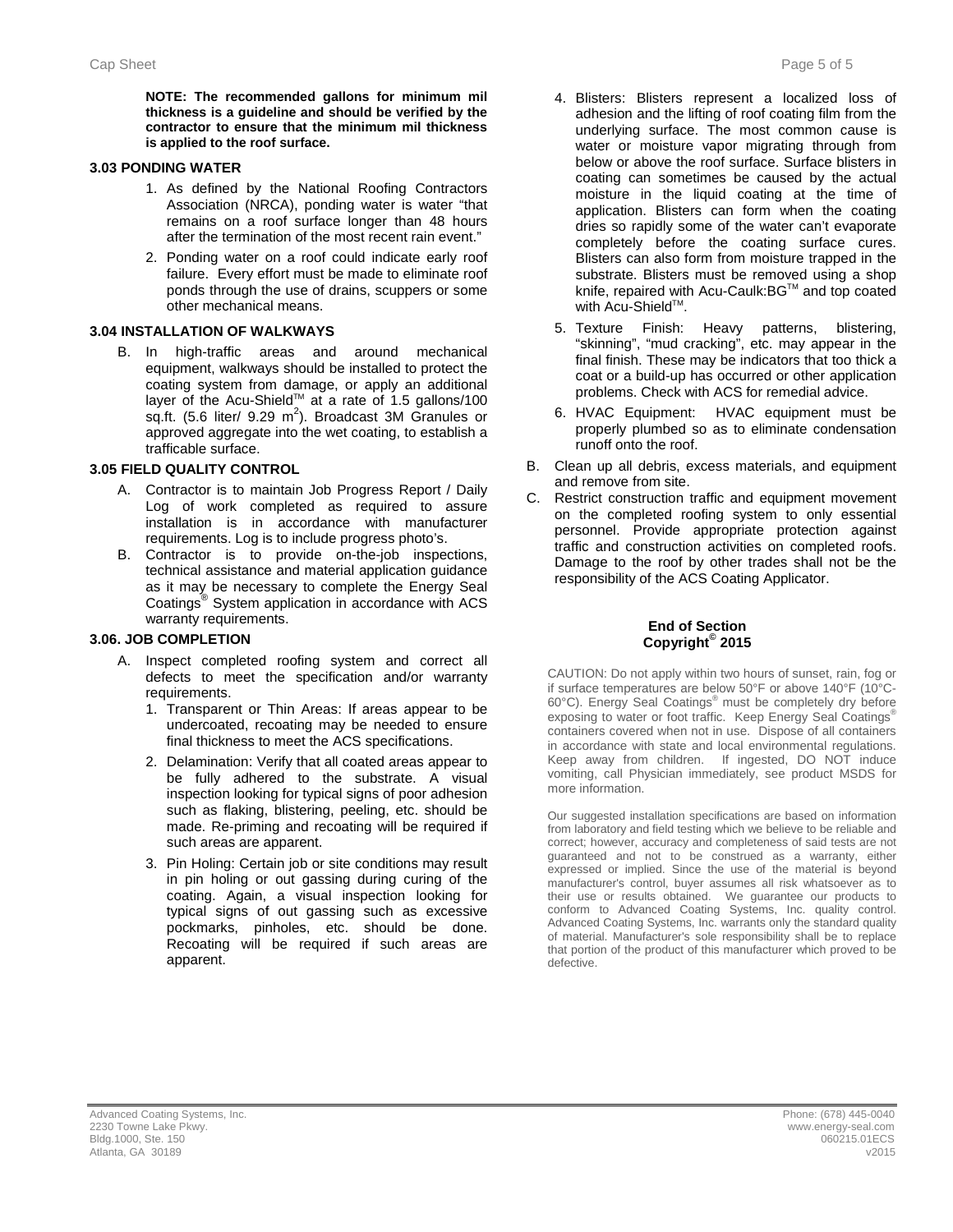**NOTE: The recommended gallons for minimum mil thickness is a guideline and should be verified by the contractor to ensure that the minimum mil thickness is applied to the roof surface.**

### 3.03 PONDING WATER

1. As defined by the National Roofing Contractors Association (NRCA), ponding water is water "that remains on a roof surface longer than 48 hours after the termination of the most recent rain event."
2. Ponding water on a roof could indicate early roof failure. Every effort must be made to eliminate roof ponds through the use of drains, scuppers or some other mechanical means.

### 3.04 INSTALLATION OF WALKWAYS

B. In high-traffic areas and around mechanical equipment, walkways should be installed to protect the coating system from damage, or apply an additional layer of the Acu-Shield™ at a rate of 1.5 gallons/100 sq.ft. (5.6 liter/ 9.29 $m^2$). Broadcast 3M Granules or approved aggregate into the wet coating, to establish a trafficable surface.

### 3.05 FIELD QUALITY CONTROL

A. Contractor is to maintain Job Progress Report / Daily Log of work completed as required to assure installation is in accordance with manufacturer requirements. Log is to include progress photo's.

B. Contractor is to provide on-the-job inspections, technical assistance and material application guidance as it may be necessary to complete the Energy Seal Coatings® System application in accordance with ACS warranty requirements.

### 3.06. JOB COMPLETION

A. Inspect completed roofing system and correct all defects to meet the specification and/or warranty requirements.

1. Transparent or Thin Areas: If areas appear to be undercoated, recoating may be needed to ensure final thickness to meet the ACS specifications.
2. Delamination: Verify that all coated areas appear to be fully adhered to the substrate. A visual inspection looking for typical signs of poor adhesion such as flaking, blistering, peeling, etc. should be made. Re-priming and recoating will be required if such areas are apparent.
3. Pin Holing: Certain job or site conditions may result in pin holing or out gassing during curing of the coating. Again, a visual inspection looking for typical signs of out gassing such as excessive pockmarks, pinholes, etc. should be done. Recoating will be required if such areas are apparent.
4. Blisters: Blisters represent a localized loss of adhesion and the lifting of roof coating film from the underlying surface. The most common cause is water or moisture vapor migrating through from below or above the roof surface. Surface blisters in coating can sometimes be caused by the actual moisture in the liquid coating at the time of application. Blisters can form when the coating dries so rapidly some of the water can't evaporate completely before the coating surface cures. Blisters can also form from moisture trapped in the substrate. Blisters must be removed using a shop knife, repaired with Acu-Caulk:BG™ and top coated with Acu-Shield™.
5. Texture Finish: Heavy patterns, blistering, "skinning", "mud cracking", etc. may appear in the final finish. These may be indicators that too thick a coat or a build-up has occurred or other application problems. Check with ACS for remedial advice.
6. HVAC Equipment: HVAC equipment must be properly plumbed so as to eliminate condensation runoff onto the roof.

B. Clean up all debris, excess materials, and equipment and remove from site.

C. Restrict construction traffic and equipment movement on the completed roofing system to only essential personnel. Provide appropriate protection against traffic and construction activities on completed roofs. Damage to the roof by other trades shall not be the responsibility of the ACS Coating Applicator.

**End of Section**
**Copyright© 2015**

CAUTION: Do not apply within two hours of sunset, rain, fog or if surface temperatures are below 50°F or above 140°F (10°C-60°C). Energy Seal Coatings® must be completely dry before exposing to water or foot traffic. Keep Energy Seal Coatings® containers covered when not in use. Dispose of all containers in accordance with state and local environmental regulations. Keep away from children. If ingested, DO NOT induce vomiting, call Physician immediately, see product MSDS for more information.

Our suggested installation specifications are based on information from laboratory and field testing which we believe to be reliable and correct; however, accuracy and completeness of said tests are not guaranteed and not to be construed as a warranty, either expressed or implied. Since the use of the material is beyond manufacturer's control, buyer assumes all risk whatsoever as to their use or results obtained. We guarantee our products to conform to Advanced Coating Systems, Inc. quality control. Advanced Coating Systems, Inc. warrants only the standard quality of material. Manufacturer's sole responsibility shall be to replace that portion of the product of this manufacturer which proved to be defective.